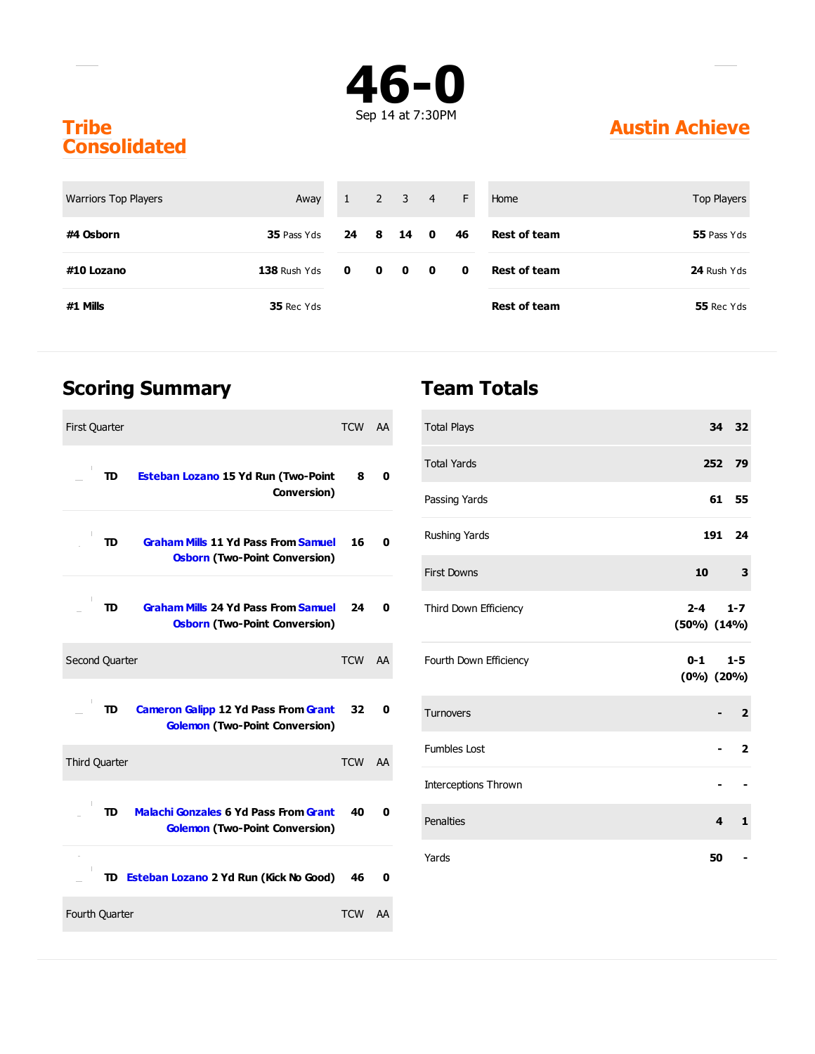# 46-0

Sep 14 at 7:30PM

**Tribe Consolidated** — **Austin Achieve**

| Warriors Top Players | Away | 1 | 2 | 3 | 4 | F | Home | Top Players |
|---|---|---|---|---|---|---|---|---|
| **#4 Osborn** | **35** Pass Yds | **24** | **8** | **14** | **0** | **46** | **Rest of team** | **55** Pass Yds |
| **#10 Lozano** | **138** Rush Yds | **0** | **0** | **0** | **0** | **0** | **Rest of team** | **24** Rush Yds |
| **#1 Mills** | **35** Rec Yds | | | | | | **Rest of team** | **55** Rec Yds |

## Scoring Summary

| First Quarter | | TCW | AA |
|---|---|---|---|
| TD | **Esteban Lozano 15 Yd Run (Two-Point Conversion)** | **8** | **0** |
| TD | **Graham Mills 11 Yd Pass From Samuel Osborn (Two-Point Conversion)** | **16** | **0** |
| TD | **Graham Mills 24 Yd Pass From Samuel Osborn (Two-Point Conversion)** | **24** | **0** |
| **Second Quarter** | | **TCW** | **AA** |
| TD | **Cameron Galipp 12 Yd Pass From Grant Golemon (Two-Point Conversion)** | **32** | **0** |
| **Third Quarter** | | **TCW** | **AA** |
| TD | **Malachi Gonzales 6 Yd Pass From Grant Golemon (Two-Point Conversion)** | **40** | **0** |
| TD | **Esteban Lozano 2 Yd Run (Kick No Good)** | **46** | **0** |
| **Fourth Quarter** | | **TCW** | **AA** |

## Team Totals

| | TCW | AA |
|---|---|---|
| Total Plays | **34** | **32** |
| Total Yards | **252** | **79** |
| Passing Yards | **61** | **55** |
| Rushing Yards | **191** | **24** |
| First Downs | **10** | **3** |
| Third Down Efficiency | **2-4 (50%)** | **1-7 (14%)** |
| Fourth Down Efficiency | **0-1 (0%)** | **1-5 (20%)** |
| Turnovers | **-** | **2** |
| Fumbles Lost | **-** | **2** |
| Interceptions Thrown | **-** | **-** |
| Penalties | **4** | **1** |
| Yards | **50** | **-** |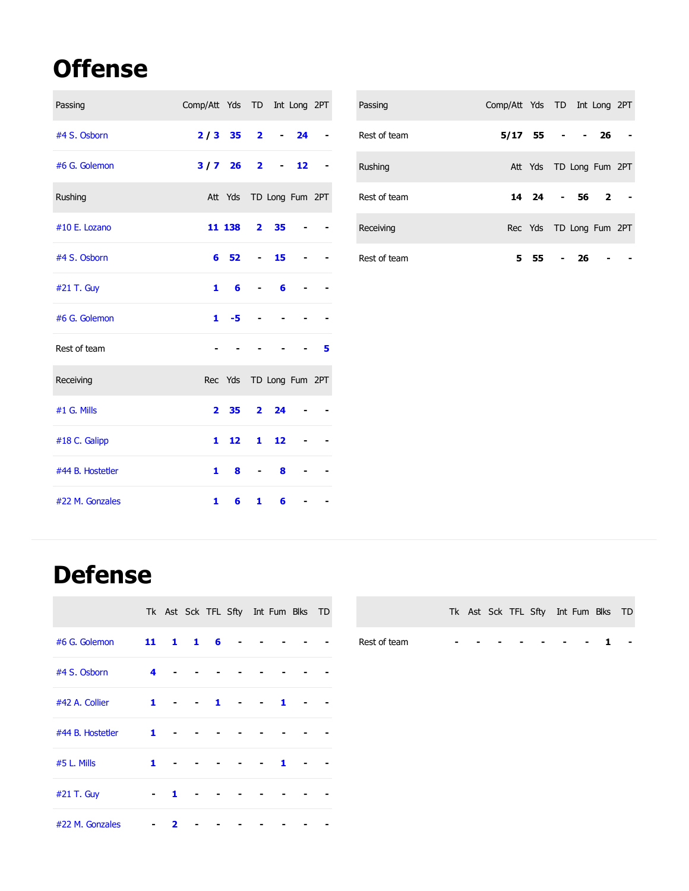# Offense

| Passing | Comp/Att | Yds | TD | Int | Long | 2PT |
|---|---|---|---|---|---|---|
| #4 S. Osborn | 2 / 3 | 35 | 2 | - | 24 | - |
| #6 G. Golemon | 3 / 7 | 26 | 2 | - | 12 | - |

| Rushing | Att | Yds | TD | Long | Fum | 2PT |
|---|---|---|---|---|---|---|
| #10 E. Lozano | 11 | 138 | 2 | 35 | - | - |
| #4 S. Osborn | 6 | 52 | - | 15 | - | - |
| #21 T. Guy | 1 | 6 | - | 6 | - | - |
| #6 G. Golemon | 1 | -5 | - | - | - | - |
| Rest of team | - | - | - | - | - | 5 |

| Receiving | Rec | Yds | TD | Long | Fum | 2PT |
|---|---|---|---|---|---|---|
| #1 G. Mills | 2 | 35 | 2 | 24 | - | - |
| #18 C. Galipp | 1 | 12 | 1 | 12 | - | - |
| #44 B. Hostetler | 1 | 8 | - | 8 | - | - |
| #22 M. Gonzales | 1 | 6 | 1 | 6 | - | - |

| Passing | Comp/Att | Yds | TD | Int | Long | 2PT |
|---|---|---|---|---|---|---|
| Rest of team | 5/17 | 55 | - | - | 26 | - |

| Rushing | Att | Yds | TD | Long | Fum | 2PT |
|---|---|---|---|---|---|---|
| Rest of team | 14 | 24 | - | 56 | 2 | - |

| Receiving | Rec | Yds | TD | Long | Fum | 2PT |
|---|---|---|---|---|---|---|
| Rest of team | 5 | 55 | - | 26 | - | - |

# Defense

| | Tk | Ast | Sck | TFL | Sfty | Int | Fum | Blks | TD |
|---|---|---|---|---|---|---|---|---|---|
| #6 G. Golemon | 11 | 1 | 1 | 6 | - | - | - | - | - |
| #4 S. Osborn | 4 | - | - | - | - | - | - | - | - |
| #42 A. Collier | 1 | - | - | 1 | - | - | 1 | - | - |
| #44 B. Hostetler | 1 | - | - | - | - | - | - | - | - |
| #5 L. Mills | 1 | - | - | - | - | - | 1 | - | - |
| #21 T. Guy | - | 1 | - | - | - | - | - | - | - |
| #22 M. Gonzales | - | 2 | - | - | - | - | - | - | - |

| | Tk | Ast | Sck | TFL | Sfty | Int | Fum | Blks | TD |
|---|---|---|---|---|---|---|---|---|---|
| Rest of team | - | - | - | - | - | - | - | 1 | - |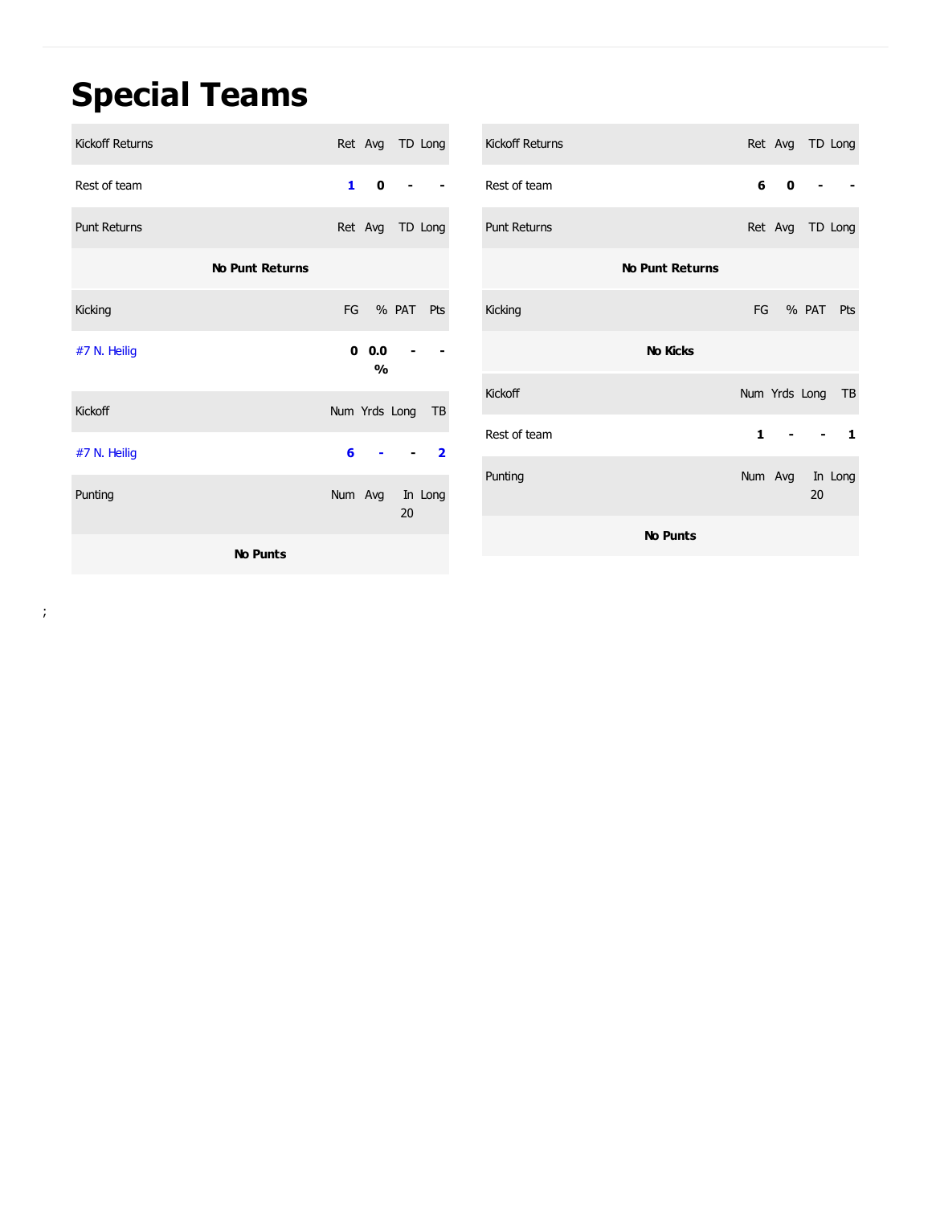# Special Teams

| Kickoff Returns | Ret | Avg | TD | Long |
| --- | --- | --- | --- | --- |
| Rest of team | 1 | 0 | - | - |

| Punt Returns | Ret | Avg | TD | Long |
| --- | --- | --- | --- | --- |
| **No Punt Returns** | | | | |

| Kicking | FG | % | PAT | Pts |
| --- | --- | --- | --- | --- |
| #7 N. Heilig | 0 | 0.0 % | - | - |

| Kickoff | Num | Yrds | Long | TB |
| --- | --- | --- | --- | --- |
| #7 N. Heilig | 6 | - | - | 2 |

| Punting | Num | Avg | In 20 | Long |
| --- | --- | --- | --- | --- |
| **No Punts** | | | | |

| Kickoff Returns | Ret | Avg | TD | Long |
| --- | --- | --- | --- | --- |
| Rest of team | 6 | 0 | - | - |

| Punt Returns | Ret | Avg | TD | Long |
| --- | --- | --- | --- | --- |
| **No Punt Returns** | | | | |

| Kicking | FG | % | PAT | Pts |
| --- | --- | --- | --- | --- |
| **No Kicks** | | | | |

| Kickoff | Num | Yrds | Long | TB |
| --- | --- | --- | --- | --- |
| Rest of team | 1 | - | - | 1 |

| Punting | Num | Avg | In 20 | Long |
| --- | --- | --- | --- | --- |
| **No Punts** | | | | |

;